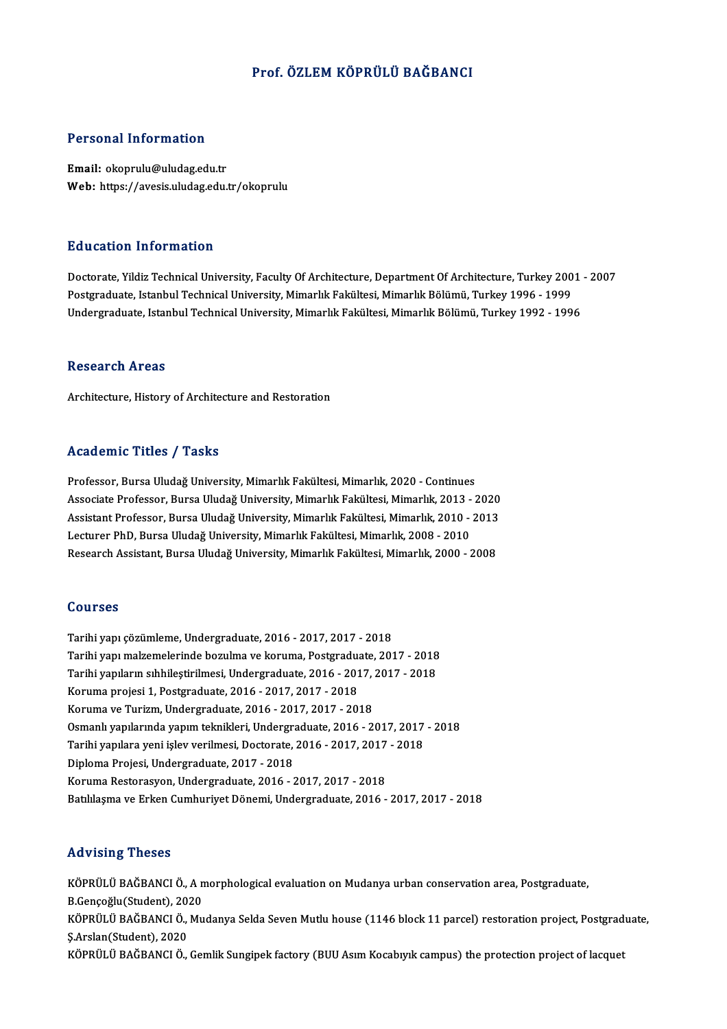# Prof. ÖZLEM KÖPRÜLÜ BAĞBANCI

## Personal Information

**Email:** okoprulu@uludag.edu.tr
**Web:** https://avesis.uludag.edu.tr/okoprulu

## Education Information

Doctorate, Yildiz Technical University, Faculty Of Architecture, Department Of Architecture, Turkey 2001 - 2007
Postgraduate, Istanbul Technical University, Mimarlık Fakültesi, Mimarlık Bölümü, Turkey 1996 - 1999
Undergraduate, Istanbul Technical University, Mimarlık Fakültesi, Mimarlık Bölümü, Turkey 1992 - 1996

## Research Areas

Architecture, History of Architecture and Restoration

## Academic Titles / Tasks

Professor, Bursa Uludağ University, Mimarlık Fakültesi, Mimarlık, 2020 - Continues
Associate Professor, Bursa Uludağ University, Mimarlık Fakültesi, Mimarlık, 2013 - 2020
Assistant Professor, Bursa Uludağ University, Mimarlık Fakültesi, Mimarlık, 2010 - 2013
Lecturer PhD, Bursa Uludağ University, Mimarlık Fakültesi, Mimarlık, 2008 - 2010
Research Assistant, Bursa Uludağ University, Mimarlık Fakültesi, Mimarlık, 2000 - 2008

## Courses

Tarihi yapı çözümleme, Undergraduate, 2016 - 2017, 2017 - 2018
Tarihi yapı malzemelerinde bozulma ve koruma, Postgraduate, 2017 - 2018
Tarihi yapıların sıhhileştirilmesi, Undergraduate, 2016 - 2017, 2017 - 2018
Koruma projesi 1, Postgraduate, 2016 - 2017, 2017 - 2018
Koruma ve Turizm, Undergraduate, 2016 - 2017, 2017 - 2018
Osmanlı yapılarında yapım teknikleri, Undergraduate, 2016 - 2017, 2017 - 2018
Tarihi yapılara yeni işlev verilmesi, Doctorate, 2016 - 2017, 2017 - 2018
Diploma Projesi, Undergraduate, 2017 - 2018
Koruma Restorasyon, Undergraduate, 2016 - 2017, 2017 - 2018
Batılılaşma ve Erken Cumhuriyet Dönemi, Undergraduate, 2016 - 2017, 2017 - 2018

## Advising Theses

KÖPRÜLÜ BAĞBANCI Ö., A morphological evaluation on Mudanya urban conservation area, Postgraduate, B.Gençoğlu(Student), 2020

KÖPRÜLÜ BAĞBANCI Ö., Mudanya Selda Seven Mutlu house (1146 block 11 parcel) restoration project, Postgraduate, Ş.Arslan(Student), 2020

KÖPRÜLÜ BAĞBANCI Ö., Gemlik Sungipek factory (BUU Asım Kocabıyık campus) the protection project of lacquet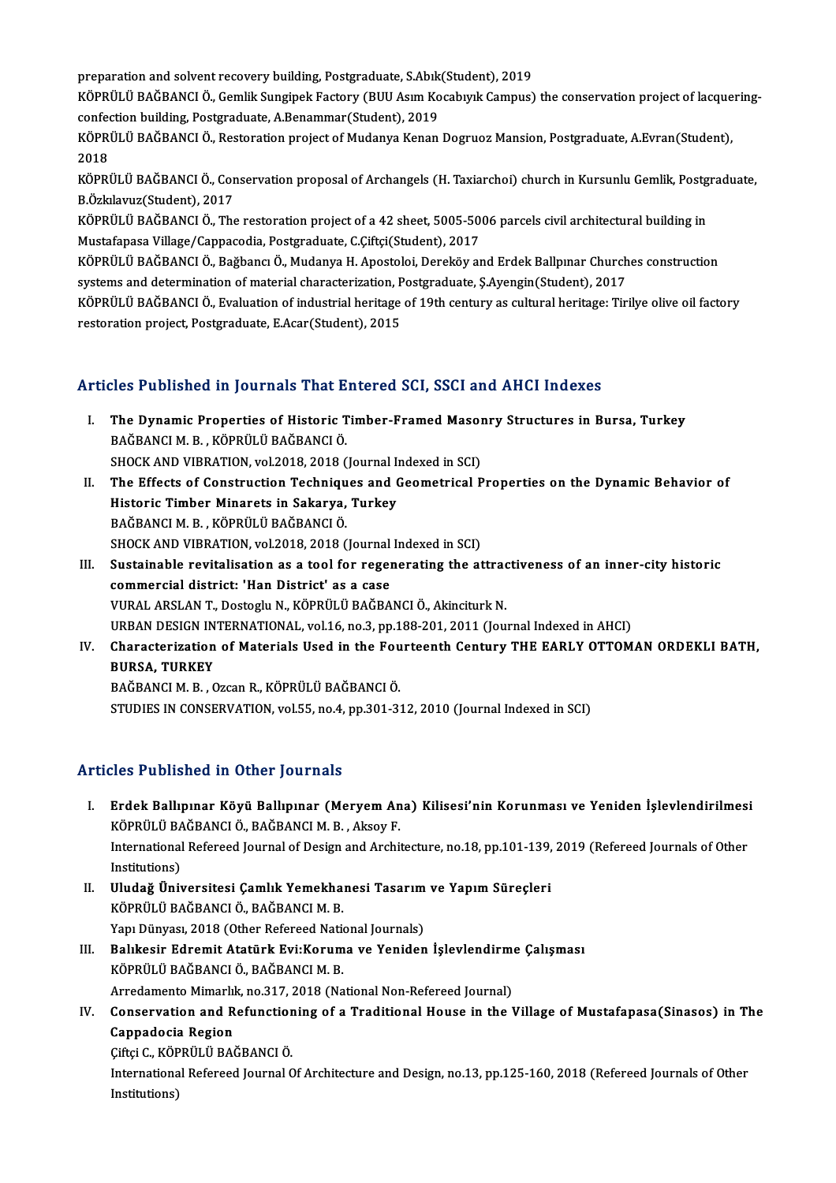preparation and solvent recovery building, Postgraduate, S.Abık(Student), 2019

KÖPRÜLÜ BAĞBANCI Ö., Gemlik Sungipek Factory (BUU Asım Kocabıyık Campus) the conservation project of lacquering-confection building, Postgraduate, A.Benammar(Student), 2019

KÖPRÜLÜ BAĞBANCI Ö., Restoration project of Mudanya Kenan Dogruoz Mansion, Postgraduate, A.Evran(Student), 2018

KÖPRÜLÜ BAĞBANCI Ö., Conservation proposal of Archangels (H. Taxiarchoi) church in Kursunlu Gemlik, Postgraduate, B.Özkılavuz(Student), 2017

KÖPRÜLÜ BAĞBANCI Ö., The restoration project of a 42 sheet, 5005-5006 parcels civil architectural building in Mustafapasa Village/Cappacodia, Postgraduate, C.Çiftçi(Student), 2017

KÖPRÜLÜ BAĞBANCI Ö., Bağbancı Ö., Mudanya H. Apostoloi, Dereköy and Erdek Ballpınar Churches construction systems and determination of material characterization, Postgraduate, Ş.Ayengin(Student), 2017

KÖPRÜLÜ BAĞBANCI Ö., Evaluation of industrial heritage of 19th century as cultural heritage: Tirilye olive oil factory restoration project, Postgraduate, E.Acar(Student), 2015

## Articles Published in Journals That Entered SCI, SSCI and AHCI Indexes

I. **The Dynamic Properties of Historic Timber-Framed Masonry Structures in Bursa, Turkey**
   BAĞBANCI M. B. , KÖPRÜLÜ BAĞBANCI Ö.
   SHOCK AND VIBRATION, vol.2018, 2018 (Journal Indexed in SCI)

II. **The Effects of Construction Techniques and Geometrical Properties on the Dynamic Behavior of Historic Timber Minarets in Sakarya, Turkey**
   BAĞBANCI M. B. , KÖPRÜLÜ BAĞBANCI Ö.
   SHOCK AND VIBRATION, vol.2018, 2018 (Journal Indexed in SCI)

III. **Sustainable revitalisation as a tool for regenerating the attractiveness of an inner-city historic commercial district: 'Han District' as a case**
   VURAL ARSLAN T., Dostoglu N., KÖPRÜLÜ BAĞBANCI Ö., Akinciturk N.
   URBAN DESIGN INTERNATIONAL, vol.16, no.3, pp.188-201, 2011 (Journal Indexed in AHCI)

IV. **Characterization of Materials Used in the Fourteenth Century THE EARLY OTTOMAN ORDEKLI BATH, BURSA, TURKEY**
   BAĞBANCI M. B. , Ozcan R., KÖPRÜLÜ BAĞBANCI Ö.
   STUDIES IN CONSERVATION, vol.55, no.4, pp.301-312, 2010 (Journal Indexed in SCI)

## Articles Published in Other Journals

I. **Erdek Ballıpınar Köyü Ballıpınar (Meryem Ana) Kilisesi'nin Korunması ve Yeniden İşlevlendirilmesi**
   KÖPRÜLÜ BAĞBANCI Ö., BAĞBANCI M. B. , Aksoy F.
   International Refereed Journal of Design and Architecture, no.18, pp.101-139, 2019 (Refereed Journals of Other Institutions)

II. **Uludağ Üniversitesi Çamlık Yemekhanesi Tasarım ve Yapım Süreçleri**
   KÖPRÜLÜ BAĞBANCI Ö., BAĞBANCI M. B.
   Yapı Dünyası, 2018 (Other Refereed National Journals)

III. **Balıkesir Edremit Atatürk Evi:Koruma ve Yeniden İşlevlendirme Çalışması**
   KÖPRÜLÜ BAĞBANCI Ö., BAĞBANCI M. B.
   Arredamento Mimarlık, no.317, 2018 (National Non-Refereed Journal)

IV. **Conservation and Refunctioning of a Traditional House in the Village of Mustafapasa(Sinasos) in The Cappadocia Region**
   Çiftçi C., KÖPRÜLÜ BAĞBANCI Ö.
   International Refereed Journal Of Architecture and Design, no.13, pp.125-160, 2018 (Refereed Journals of Other Institutions)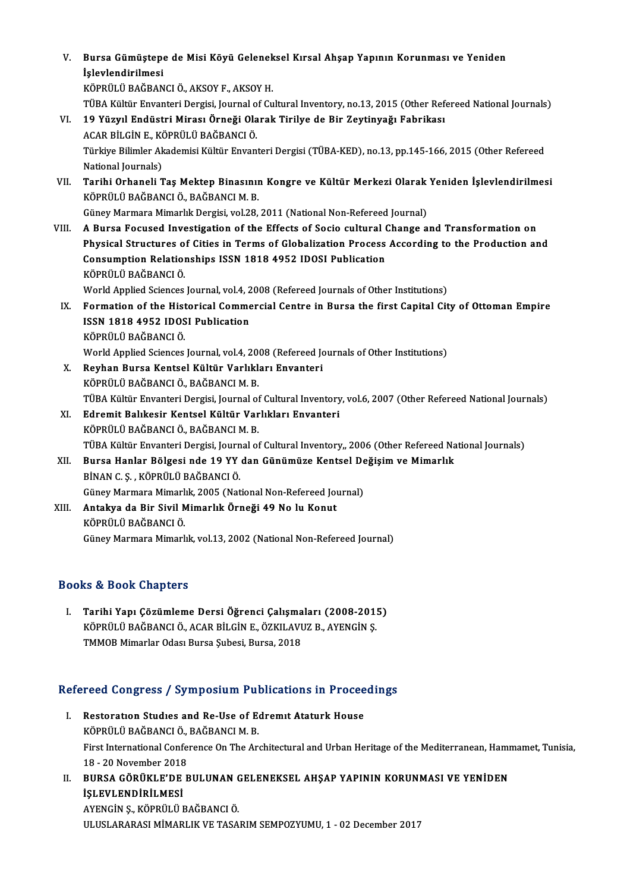V. **Bursa Gümüştepe de Misi Köyü Geleneksel Kırsal Ahşap Yapının Korunması ve Yeniden İşlevlendirilmesi**
KÖPRÜLÜ BAĞBANCI Ö., AKSOY F., AKSOY H.
TÜBA Kültür Envanteri Dergisi, Journal of Cultural Inventory, no.13, 2015 (Other Refereed National Journals)

VI. **19 Yüzyıl Endüstri Mirası Örneği Olarak Tirilye de Bir Zeytinyağı Fabrikası**
ACAR BİLGİN E., KÖPRÜLÜ BAĞBANCI Ö.
Türkiye Bilimler Akademisi Kültür Envanteri Dergisi (TÜBA-KED), no.13, pp.145-166, 2015 (Other Refereed National Journals)

VII. **Tarihi Orhaneli Taş Mektep Binasının Kongre ve Kültür Merkezi Olarak Yeniden İşlevlendirilmesi**
KÖPRÜLÜ BAĞBANCI Ö., BAĞBANCI M. B.
Güney Marmara Mimarlık Dergisi, vol.28, 2011 (National Non-Refereed Journal)

VIII. **A Bursa Focused Investigation of the Effects of Socio cultural Change and Transformation on Physical Structures of Cities in Terms of Globalization Process According to the Production and Consumption Relationships ISSN 1818 4952 IDOSI Publication**
KÖPRÜLÜ BAĞBANCI Ö.
World Applied Sciences Journal, vol.4, 2008 (Refereed Journals of Other Institutions)

IX. **Formation of the Historical Commercial Centre in Bursa the first Capital City of Ottoman Empire ISSN 1818 4952 IDOSI Publication**
KÖPRÜLÜ BAĞBANCI Ö.
World Applied Sciences Journal, vol.4, 2008 (Refereed Journals of Other Institutions)

X. **Reyhan Bursa Kentsel Kültür Varlıkları Envanteri**
KÖPRÜLÜ BAĞBANCI Ö., BAĞBANCI M. B.
TÜBA Kültür Envanteri Dergisi, Journal of Cultural Inventory, vol.6, 2007 (Other Refereed National Journals)

XI. **Edremit Balıkesir Kentsel Kültür Varlıkları Envanteri**
KÖPRÜLÜ BAĞBANCI Ö., BAĞBANCI M. B.
TÜBA Kültür Envanteri Dergisi, Journal of Cultural Inventory,, 2006 (Other Refereed National Journals)

XII. **Bursa Hanlar Bölgesi nde 19 YY dan Günümüze Kentsel Değişim ve Mimarlık**
BİNAN C. Ş. , KÖPRÜLÜ BAĞBANCI Ö.
Güney Marmara Mimarlık, 2005 (National Non-Refereed Journal)

XIII. **Antakya da Bir Sivil Mimarlık Örneği 49 No lu Konut**
KÖPRÜLÜ BAĞBANCI Ö.
Güney Marmara Mimarlık, vol.13, 2002 (National Non-Refereed Journal)

## Books & Book Chapters

I. **Tarihi Yapı Çözümleme Dersi Öğrenci Çalışmaları (2008-2015)**
KÖPRÜLÜ BAĞBANCI Ö., ACAR BİLGİN E., ÖZKILAVUZ B., AYENGİN Ş.
TMMOB Mimarlar Odası Bursa Şubesi, Bursa, 2018

## Refereed Congress / Symposium Publications in Proceedings

I. **Restoratıon Studıes and Re-Use of Edremıt Ataturk House**
KÖPRÜLÜ BAĞBANCI Ö., BAĞBANCI M. B.
First International Conference On The Architectural and Urban Heritage of the Mediterranean, Hammamet, Tunisia, 18 - 20 November 2018

II. **BURSA GÖRÜKLE'DE BULUNAN GELENEKSEL AHŞAP YAPININ KORUNMASI VE YENİDEN İŞLEVLENDİRİLMESİ**
AYENGİN Ş., KÖPRÜLÜ BAĞBANCI Ö.
ULUSLARARASI MİMARLIK VE TASARIM SEMPOZYUMU, 1 - 02 December 2017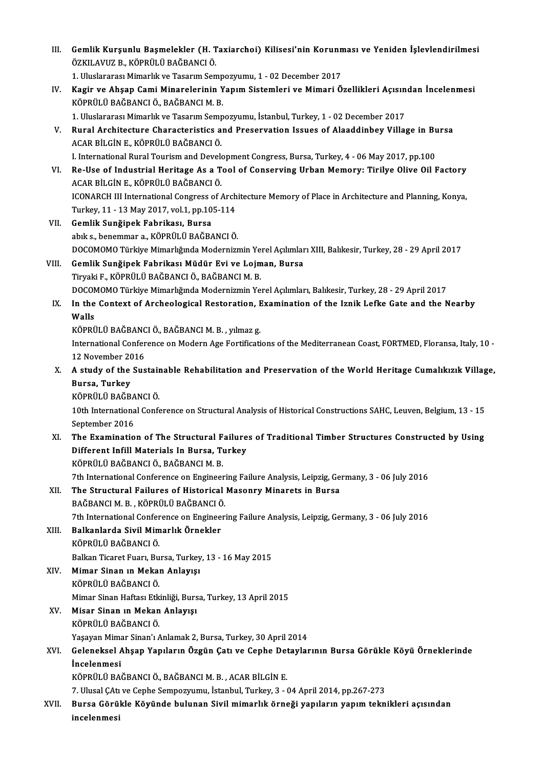III. **Gemlik Kurşunlu Başmelekler (H. Taxiarchoi) Kilisesi'nin Korunması ve Yeniden İşlevlendirilmesi**
ÖZKILAVUZ B., KÖPRÜLÜ BAĞBANCI Ö.
1. Uluslararası Mimarlık ve Tasarım Sempozyumu, 1 - 02 December 2017

IV. **Kagir ve Ahşap Cami Minarelerinin Yapım Sistemleri ve Mimari Özellikleri Açısından İncelenmesi**
KÖPRÜLÜ BAĞBANCI Ö., BAĞBANCI M. B.
1. Uluslararası Mimarlık ve Tasarım Sempozyumu, İstanbul, Turkey, 1 - 02 December 2017

V. **Rural Architecture Characteristics and Preservation Issues of Alaaddinbey Village in Bursa**
ACAR BİLGİN E., KÖPRÜLÜ BAĞBANCI Ö.
I. International Rural Tourism and Development Congress, Bursa, Turkey, 4 - 06 May 2017, pp.100

VI. **Re-Use of Industrial Heritage As a Tool of Conserving Urban Memory: Tirilye Olive Oil Factory**
ACAR BİLGİN E., KÖPRÜLÜ BAĞBANCI Ö.
ICONARCH III International Congress of Architecture Memory of Place in Architecture and Planning, Konya, Turkey, 11 - 13 May 2017, vol.1, pp.105-114

VII. **Gemlik Sunğipek Fabrikası, Bursa**
abık s., benemmar a., KÖPRÜLÜ BAĞBANCI Ö.
DOCOMOMO Türkiye Mimarlığında Modernizmin Yerel Açılımları XIII, Balıkesir, Turkey, 28 - 29 April 2017

VIII. **Gemlik Sunğipek Fabrikası Müdür Evi ve Lojman, Bursa**
Tiryaki F., KÖPRÜLÜ BAĞBANCI Ö., BAĞBANCI M. B.
DOCOMOMO Türkiye Mimarlığında Modernizmin Yerel Açılımları, Balıkesir, Turkey, 28 - 29 April 2017

IX. **In the Context of Archeological Restoration, Examination of the Iznik Lefke Gate and the Nearby Walls**
KÖPRÜLÜ BAĞBANCI Ö., BAĞBANCI M. B. , yılmaz g.
International Conference on Modern Age Fortifications of the Mediterranean Coast, FORTMED, Floransa, Italy, 10 - 12 November 2016

X. **A study of the Sustainable Rehabilitation and Preservation of the World Heritage Cumalıkızık Village, Bursa, Turkey**
KÖPRÜLÜ BAĞBANCI Ö.
10th International Conference on Structural Analysis of Historical Constructions SAHC, Leuven, Belgium, 13 - 15 September 2016

XI. **The Examination of The Structural Failures of Traditional Timber Structures Constructed by Using Different Infill Materials In Bursa, Turkey**
KÖPRÜLÜ BAĞBANCI Ö., BAĞBANCI M. B.
7th International Conference on Engineering Failure Analysis, Leipzig, Germany, 3 - 06 July 2016

XII. **The Structural Failures of Historical Masonry Minarets in Bursa**
BAĞBANCI M. B. , KÖPRÜLÜ BAĞBANCI Ö.
7th International Conference on Engineering Failure Analysis, Leipzig, Germany, 3 - 06 July 2016

XIII. **Balkanlarda Sivil Mimarlık Örnekler**
KÖPRÜLÜ BAĞBANCI Ö.
Balkan Ticaret Fuarı, Bursa, Turkey, 13 - 16 May 2015

XIV. **Mimar Sinan ın Mekan Anlayışı**
KÖPRÜLÜ BAĞBANCI Ö.
Mimar Sinan Haftası Etkinliği, Bursa, Turkey, 13 April 2015

XV. **Misar Sinan ın Mekan Anlayışı**
KÖPRÜLÜ BAĞBANCI Ö.
Yaşayan Mimar Sinan'ı Anlamak 2, Bursa, Turkey, 30 April 2014

XVI. **Geleneksel Ahşap Yapıların Özgün Çatı ve Cephe Detaylarının Bursa Görükle Köyü Örneklerinde İncelenmesi**
KÖPRÜLÜ BAĞBANCI Ö., BAĞBANCI M. B. , ACAR BİLGİN E.
7. Ulusal ÇAtı ve Cephe Sempozyumu, İstanbul, Turkey, 3 - 04 April 2014, pp.267-273

XVII. **Bursa Görükle Köyünde bulunan Sivil mimarlık örneği yapıların yapım teknikleri açısından incelenmesi**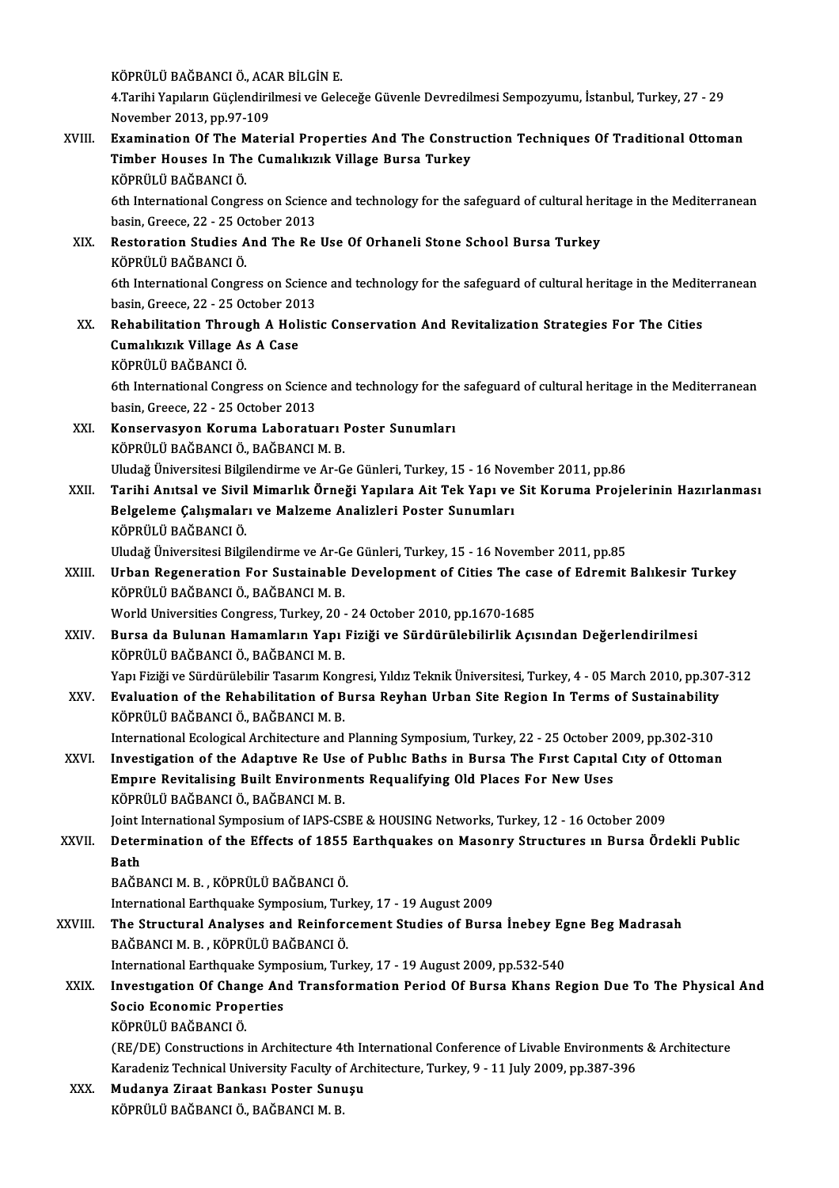KÖPRÜLÜ BAĞBANCI Ö., ACAR BİLGİN E.
4.Tarihi Yapıların Güçlendirilmesi ve Geleceğe Güvenle Devredilmesi Sempozyumu, İstanbul, Turkey, 27 - 29 November 2013, pp.97-109

XVIII. **Examination Of The Material Properties And The Construction Techniques Of Traditional Ottoman Timber Houses In The Cumalıkızık Village Bursa Turkey**
KÖPRÜLÜ BAĞBANCI Ö.
6th International Congress on Science and technology for the safeguard of cultural heritage in the Mediterranean basin, Greece, 22 - 25 October 2013

XIX. **Restoration Studies And The Re Use Of Orhaneli Stone School Bursa Turkey**
KÖPRÜLÜ BAĞBANCI Ö.
6th International Congress on Science and technology for the safeguard of cultural heritage in the Mediterranean basin, Greece, 22 - 25 October 2013

XX. **Rehabilitation Through A Holistic Conservation And Revitalization Strategies For The Cities Cumalıkızık Village As A Case**
KÖPRÜLÜ BAĞBANCI Ö.
6th International Congress on Science and technology for the safeguard of cultural heritage in the Mediterranean basin, Greece, 22 - 25 October 2013

XXI. **Konservasyon Koruma Laboratuarı Poster Sunumları**
KÖPRÜLÜ BAĞBANCI Ö., BAĞBANCI M. B.
Uludağ Üniversitesi Bilgilendirme ve Ar-Ge Günleri, Turkey, 15 - 16 November 2011, pp.86

XXII. **Tarihi Anıtsal ve Sivil Mimarlık Örneği Yapılara Ait Tek Yapı ve Sit Koruma Projelerinin Hazırlanması Belgeleme Çalışmaları ve Malzeme Analizleri Poster Sunumları**
KÖPRÜLÜ BAĞBANCI Ö.
Uludağ Üniversitesi Bilgilendirme ve Ar-Ge Günleri, Turkey, 15 - 16 November 2011, pp.85

XXIII. **Urban Regeneration For Sustainable Development of Cities The case of Edremit Balıkesir Turkey**
KÖPRÜLÜ BAĞBANCI Ö., BAĞBANCI M. B.
World Universities Congress, Turkey, 20 - 24 October 2010, pp.1670-1685

XXIV. **Bursa da Bulunan Hamamların Yapı Fiziği ve Sürdürülebilirlik Açısından Değerlendirilmesi**
KÖPRÜLÜ BAĞBANCI Ö., BAĞBANCI M. B.
Yapı Fiziği ve Sürdürülebilir Tasarım Kongresi, Yıldız Teknik Üniversitesi, Turkey, 4 - 05 March 2010, pp.307-312

XXV. **Evaluation of the Rehabilitation of Bursa Reyhan Urban Site Region In Terms of Sustainability**
KÖPRÜLÜ BAĞBANCI Ö., BAĞBANCI M. B.
International Ecological Architecture and Planning Symposium, Turkey, 22 - 25 October 2009, pp.302-310

XXVI. **Investigation of the Adaptıve Re Use of Publıc Baths in Bursa The Fırst Capıtal Cıty of Ottoman Empıre Revitalising Built Environments Requalifying Old Places For New Uses**
KÖPRÜLÜ BAĞBANCI Ö., BAĞBANCI M. B.
Joint International Symposium of IAPS-CSBE & HOUSING Networks, Turkey, 12 - 16 October 2009

XXVII. **Determination of the Effects of 1855 Earthquakes on Masonry Structures ın Bursa Ördekli Public Bath**
BAĞBANCI M. B. , KÖPRÜLÜ BAĞBANCI Ö.
International Earthquake Symposium, Turkey, 17 - 19 August 2009

XXVIII. **The Structural Analyses and Reinforcement Studies of Bursa İnebey Egne Beg Madrasah**
BAĞBANCI M. B. , KÖPRÜLÜ BAĞBANCI Ö.
International Earthquake Symposium, Turkey, 17 - 19 August 2009, pp.532-540

XXIX. **Investıgation Of Change And Transformation Period Of Bursa Khans Region Due To The Physical And Socio Economic Properties**
KÖPRÜLÜ BAĞBANCI Ö.
(RE/DE) Constructions in Architecture 4th International Conference of Livable Environments & Architecture Karadeniz Technical University Faculty of Architecture, Turkey, 9 - 11 July 2009, pp.387-396

XXX. **Mudanya Ziraat Bankası Poster Sunuşu**
KÖPRÜLÜ BAĞBANCI Ö., BAĞBANCI M. B.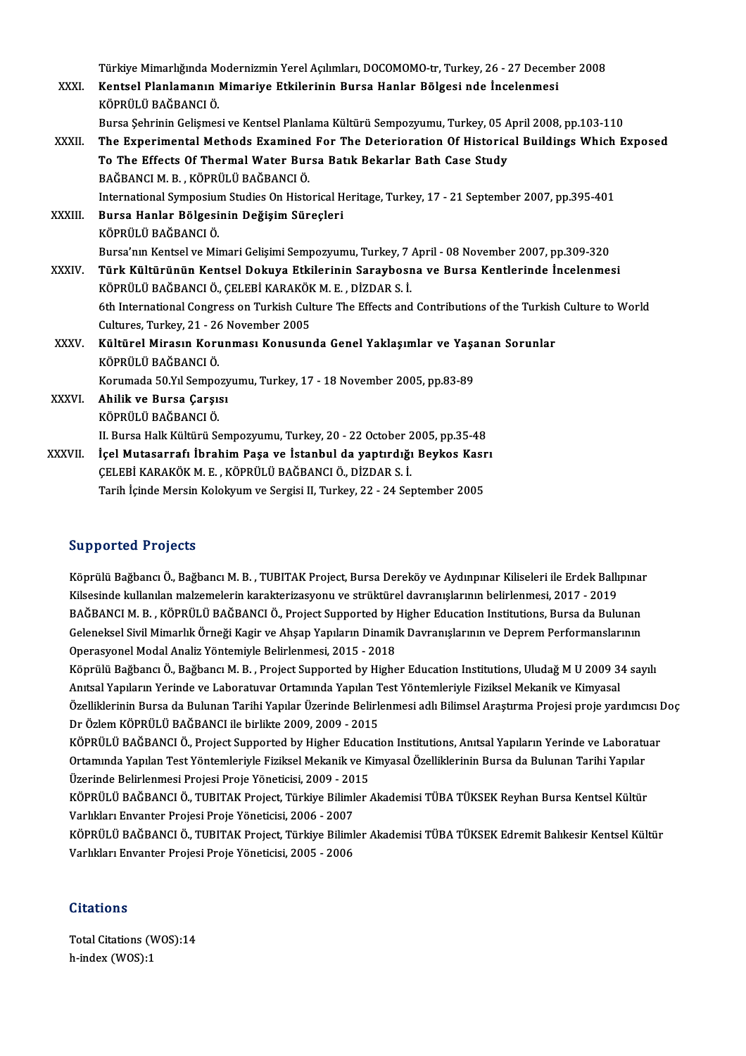Türkiye Mimarlığında Modernizmin Yerel Açılımları, DOCOMOMO-tr, Turkey, 26 - 27 December 2008

XXXI. **Kentsel Planlamanın Mimariye Etkilerinin Bursa Hanlar Bölgesi nde İncelenmesi**
KÖPRÜLÜ BAĞBANCI Ö.
Bursa Şehrinin Gelişmesi ve Kentsel Planlama Kültürü Sempozyumu, Turkey, 05 April 2008, pp.103-110

XXXII. **The Experimental Methods Examined For The Deterioration Of Historical Buildings Which Exposed To The Effects Of Thermal Water Bursa Batık Bekarlar Bath Case Study**
BAĞBANCI M. B. , KÖPRÜLÜ BAĞBANCI Ö.
International Symposium Studies On Historical Heritage, Turkey, 17 - 21 September 2007, pp.395-401

XXXIII. **Bursa Hanlar Bölgesinin Değişim Süreçleri**
KÖPRÜLÜ BAĞBANCI Ö.
Bursa'nın Kentsel ve Mimari Gelişimi Sempozyumu, Turkey, 7 April - 08 November 2007, pp.309-320

XXXIV. **Türk Kültürünün Kentsel Dokuya Etkilerinin Saraybosna ve Bursa Kentlerinde İncelenmesi**
KÖPRÜLÜ BAĞBANCI Ö., ÇELEBİ KARAKÖK M. E. , DİZDAR S. İ.
6th International Congress on Turkish Culture The Effects and Contributions of the Turkish Culture to World Cultures, Turkey, 21 - 26 November 2005

XXXV. **Kültürel Mirasın Korunması Konusunda Genel Yaklaşımlar ve Yaşanan Sorunlar**
KÖPRÜLÜ BAĞBANCI Ö.
Korumada 50.Yıl Sempozyumu, Turkey, 17 - 18 November 2005, pp.83-89

XXXVI. **Ahilik ve Bursa Çarşısı**
KÖPRÜLÜ BAĞBANCI Ö.
II. Bursa Halk Kültürü Sempozyumu, Turkey, 20 - 22 October 2005, pp.35-48

XXXVII. **İçel Mutasarrafı İbrahim Paşa ve İstanbul da yaptırdığı Beykos Kasrı**
ÇELEBİ KARAKÖK M. E. , KÖPRÜLÜ BAĞBANCI Ö., DİZDAR S. İ.
Tarih İçinde Mersin Kolokyum ve Sergisi II, Turkey, 22 - 24 September 2005

## Supported Projects

Köprülü Bağbancı Ö., Bağbancı M. B. , TUBITAK Project, Bursa Dereköy ve Aydınpınar Kiliseleri ile Erdek Ballıpınar Kilsesinde kullanılan malzemelerin karakterizasyonu ve strüktürel davranışlarının belirlenmesi, 2017 - 2019

BAĞBANCI M. B. , KÖPRÜLÜ BAĞBANCI Ö., Project Supported by Higher Education Institutions, Bursa da Bulunan Geleneksel Sivil Mimarlık Örneği Kagir ve Ahşap Yapıların Dinamik Davranışlarının ve Deprem Performanslarının Operasyonel Modal Analiz Yöntemiyle Belirlenmesi, 2015 - 2018

Köprülü Bağbancı Ö., Bağbancı M. B. , Project Supported by Higher Education Institutions, Uludağ M U 2009 34 sayılı Anıtsal Yapıların Yerinde ve Laboratuvar Ortamında Yapılan Test Yöntemleriyle Fiziksel Mekanik ve Kimyasal Özelliklerinin Bursa da Bulunan Tarihi Yapılar Üzerinde Belirlenmesi adlı Bilimsel Araştırma Projesi proje yardımcısı Doç Dr Özlem KÖPRÜLÜ BAĞBANCI ile birlikte 2009, 2009 - 2015

KÖPRÜLÜ BAĞBANCI Ö., Project Supported by Higher Education Institutions, Anıtsal Yapıların Yerinde ve Laboratuar Ortamında Yapılan Test Yöntemleriyle Fiziksel Mekanik ve Kimyasal Özelliklerinin Bursa da Bulunan Tarihi Yapılar Üzerinde Belirlenmesi Projesi Proje Yöneticisi, 2009 - 2015

KÖPRÜLÜ BAĞBANCI Ö., TUBITAK Project, Türkiye Bilimler Akademisi TÜBA TÜKSEK Reyhan Bursa Kentsel Kültür Varlıkları Envanter Projesi Proje Yöneticisi, 2006 - 2007

KÖPRÜLÜ BAĞBANCI Ö., TUBITAK Project, Türkiye Bilimler Akademisi TÜBA TÜKSEK Edremit Balıkesir Kentsel Kültür Varlıkları Envanter Projesi Proje Yöneticisi, 2005 - 2006

## Citations

Total Citations (WOS):14
h-index (WOS):1